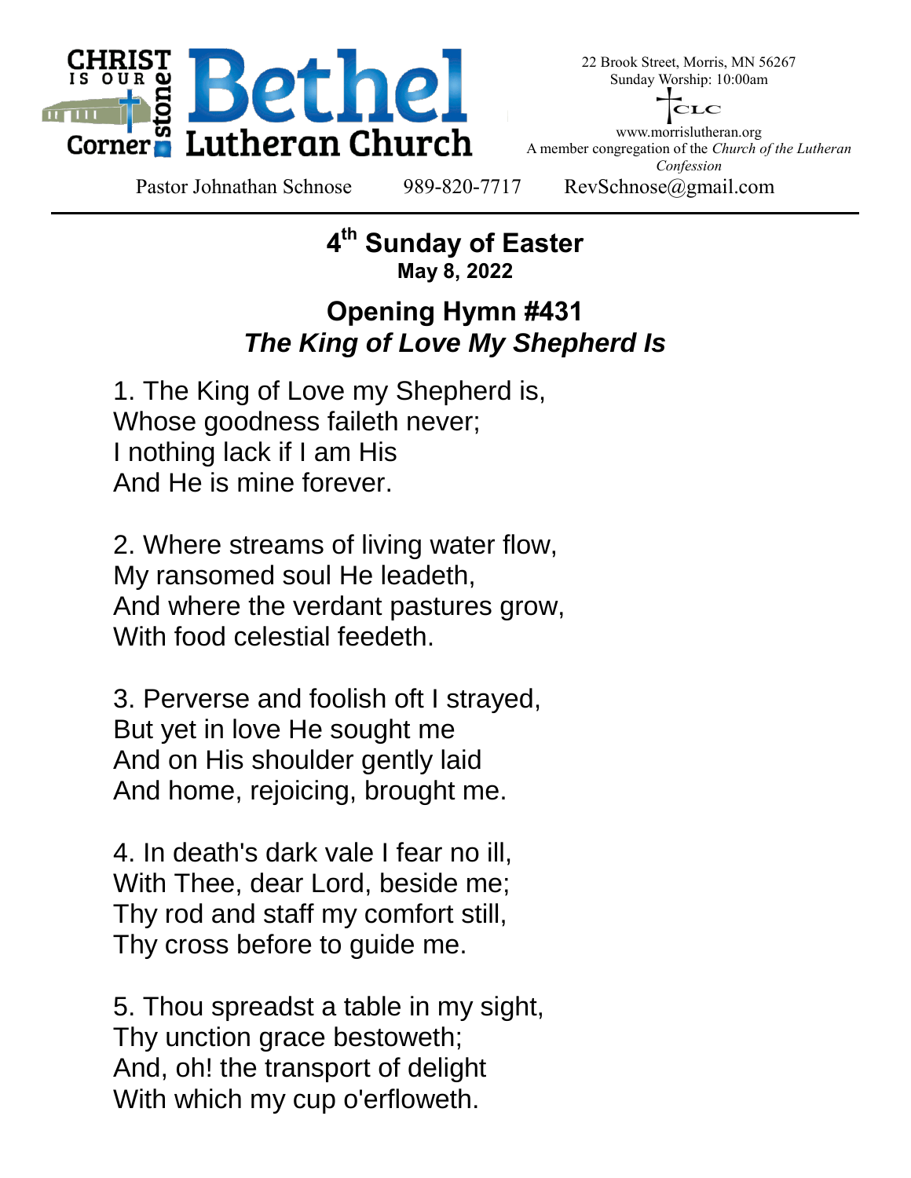# Bethel Lutheran Church

CHRIST IS OUR Cornerstone

22 Brook Street, Morris, MN 56267
Sunday Worship: 10:00am

CLC

www.morrislutheran.org
A member congregation of the *Church of the Lutheran Confession*

Pastor Johnathan Schnose 989-820-7717 RevSchnose@gmail.com

---

## 4th Sunday of Easter

**May 8, 2022**

## Opening Hymn #431

### *The King of Love My Shepherd Is*

1. The King of Love my Shepherd is,
Whose goodness faileth never;
I nothing lack if I am His
And He is mine forever.

2. Where streams of living water flow,
My ransomed soul He leadeth,
And where the verdant pastures grow,
With food celestial feedeth.

3. Perverse and foolish oft I strayed,
But yet in love He sought me
And on His shoulder gently laid
And home, rejoicing, brought me.

4. In death's dark vale I fear no ill,
With Thee, dear Lord, beside me;
Thy rod and staff my comfort still,
Thy cross before to guide me.

5. Thou spreadst a table in my sight,
Thy unction grace bestoweth;
And, oh! the transport of delight
With which my cup o'erfloweth.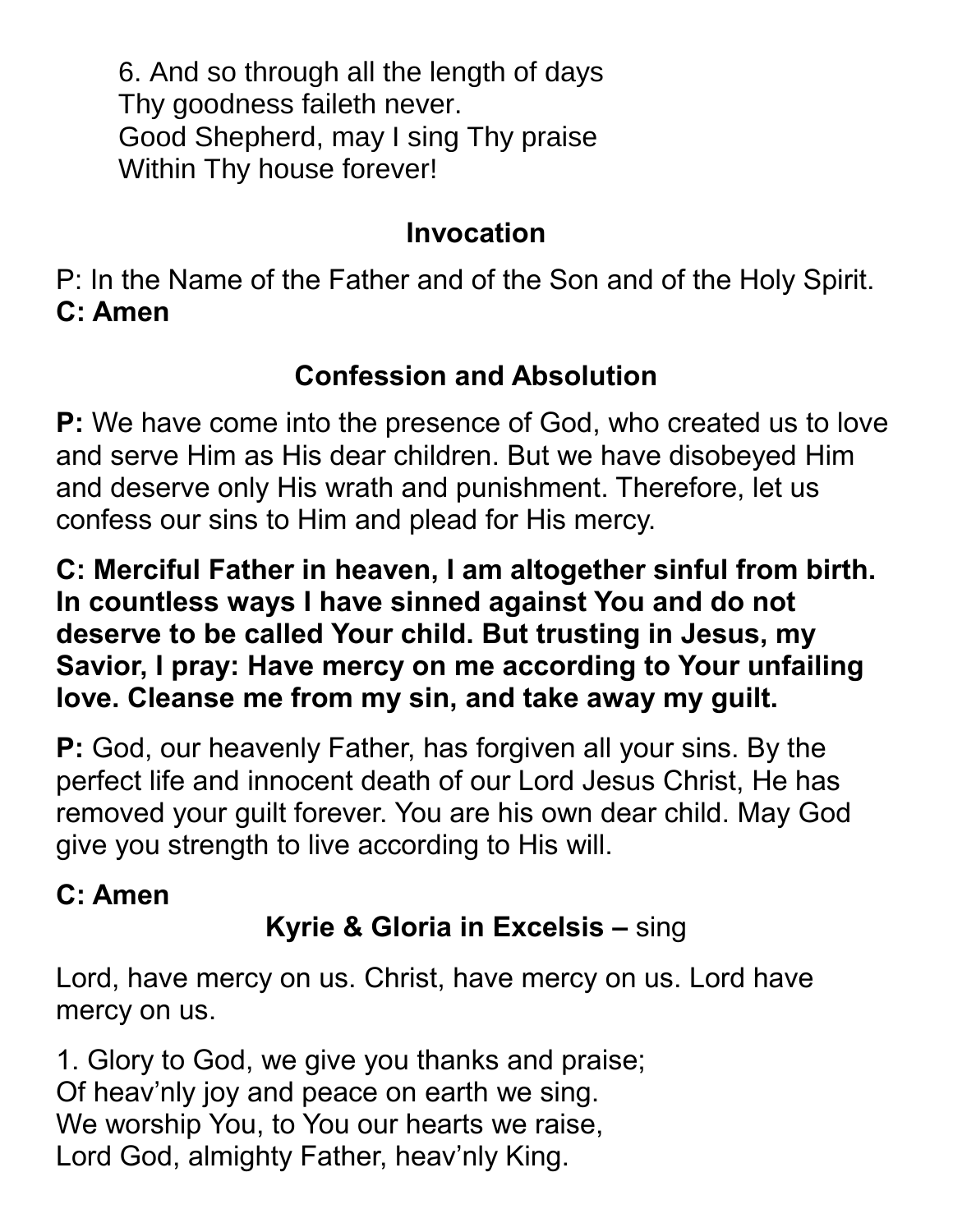6. And so through all the length of days
Thy goodness faileth never.
Good Shepherd, may I sing Thy praise
Within Thy house forever!

## Invocation

P: In the Name of the Father and of the Son and of the Holy Spirit.
**C: Amen**

## Confession and Absolution

**P:** We have come into the presence of God, who created us to love and serve Him as His dear children. But we have disobeyed Him and deserve only His wrath and punishment. Therefore, let us confess our sins to Him and plead for His mercy.

**C: Merciful Father in heaven, I am altogether sinful from birth. In countless ways I have sinned against You and do not deserve to be called Your child. But trusting in Jesus, my Savior, I pray: Have mercy on me according to Your unfailing love. Cleanse me from my sin, and take away my guilt.**

**P:** God, our heavenly Father, has forgiven all your sins. By the perfect life and innocent death of our Lord Jesus Christ, He has removed your guilt forever. You are his own dear child. May God give you strength to live according to His will.

**C: Amen**

## Kyrie & Gloria in Excelsis – sing

Lord, have mercy on us. Christ, have mercy on us. Lord have mercy on us.

1. Glory to God, we give you thanks and praise;
Of heav'nly joy and peace on earth we sing.
We worship You, to You our hearts we raise,
Lord God, almighty Father, heav'nly King.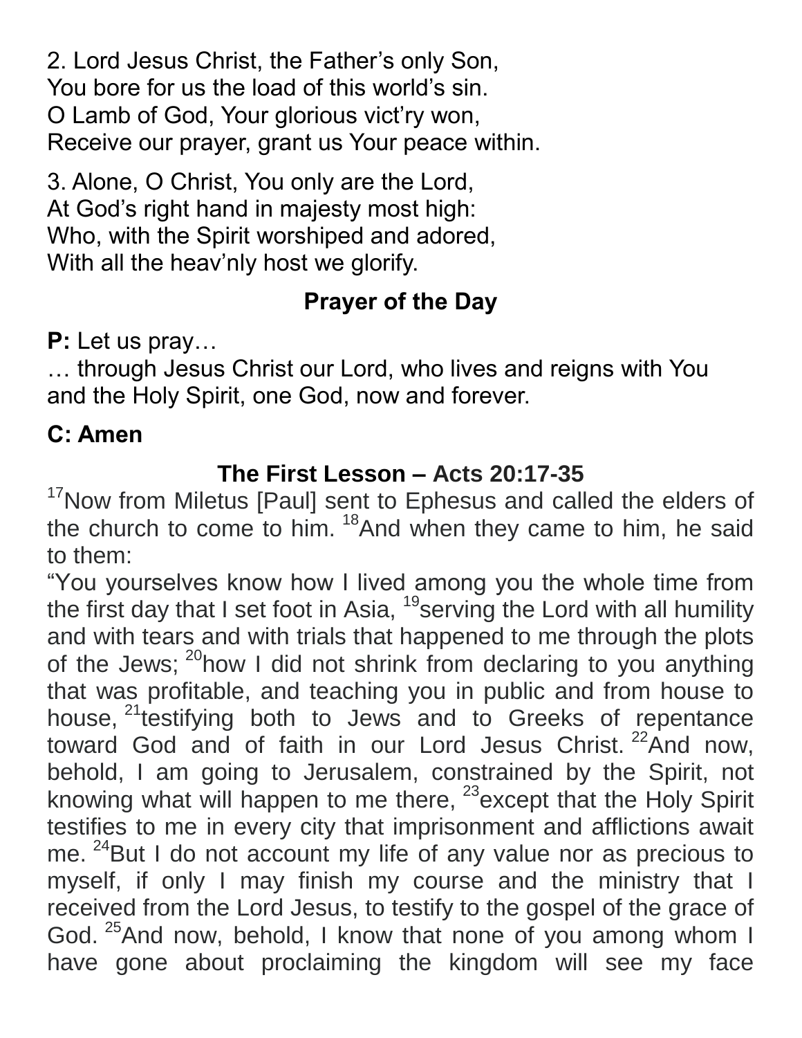2. Lord Jesus Christ, the Father's only Son,
You bore for us the load of this world's sin.
O Lamb of God, Your glorious vict'ry won,
Receive our prayer, grant us Your peace within.

3. Alone, O Christ, You only are the Lord,
At God's right hand in majesty most high:
Who, with the Spirit worshiped and adored,
With all the heav'nly host we glorify.

## Prayer of the Day

**P:** Let us pray…
… through Jesus Christ our Lord, who lives and reigns with You and the Holy Spirit, one God, now and forever.

**C: Amen**

## The First Lesson – Acts 20:17-35

[17]Now from Miletus [Paul] sent to Ephesus and called the elders of the church to come to him. [18]And when they came to him, he said to them:

"You yourselves know how I lived among you the whole time from the first day that I set foot in Asia, [19]serving the Lord with all humility and with tears and with trials that happened to me through the plots of the Jews; [20]how I did not shrink from declaring to you anything that was profitable, and teaching you in public and from house to house, [21]testifying both to Jews and to Greeks of repentance toward God and of faith in our Lord Jesus Christ. [22]And now, behold, I am going to Jerusalem, constrained by the Spirit, not knowing what will happen to me there, [23]except that the Holy Spirit testifies to me in every city that imprisonment and afflictions await me. [24]But I do not account my life of any value nor as precious to myself, if only I may finish my course and the ministry that I received from the Lord Jesus, to testify to the gospel of the grace of God. [25]And now, behold, I know that none of you among whom I have gone about proclaiming the kingdom will see my face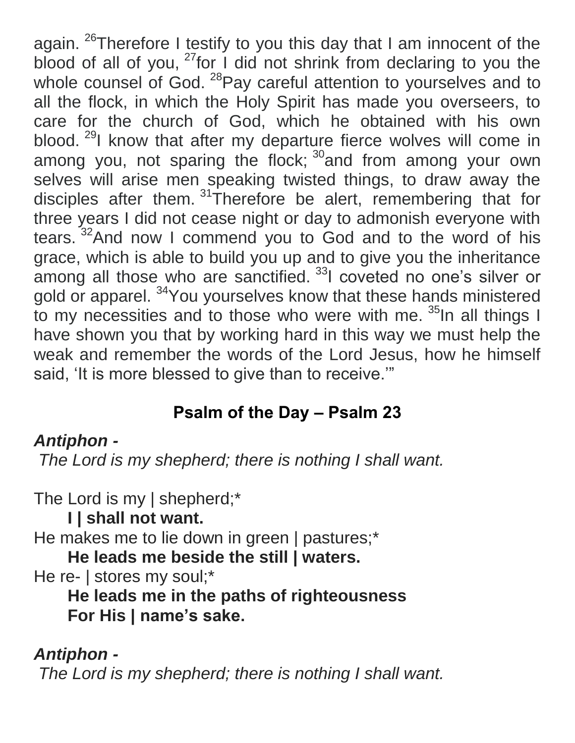again. [26]Therefore I testify to you this day that I am innocent of the blood of all of you, [27]for I did not shrink from declaring to you the whole counsel of God. [28]Pay careful attention to yourselves and to all the flock, in which the Holy Spirit has made you overseers, to care for the church of God, which he obtained with his own blood. [29]I know that after my departure fierce wolves will come in among you, not sparing the flock; [30]and from among your own selves will arise men speaking twisted things, to draw away the disciples after them. [31]Therefore be alert, remembering that for three years I did not cease night or day to admonish everyone with tears. [32]And now I commend you to God and to the word of his grace, which is able to build you up and to give you the inheritance among all those who are sanctified. [33]I coveted no one's silver or gold or apparel. [34]You yourselves know that these hands ministered to my necessities and to those who were with me. [35]In all things I have shown you that by working hard in this way we must help the weak and remember the words of the Lord Jesus, how he himself said, 'It is more blessed to give than to receive.'"

## Psalm of the Day – Psalm 23

***Antiphon -***

*The Lord is my shepherd; there is nothing I shall want.*

The Lord is my | shepherd;*

**I | shall not want.**

He makes me to lie down in green | pastures;*

**He leads me beside the still | waters.**

He re- | stores my soul;*

**He leads me in the paths of righteousness**
**For His | name's sake.**

***Antiphon -***

*The Lord is my shepherd; there is nothing I shall want.*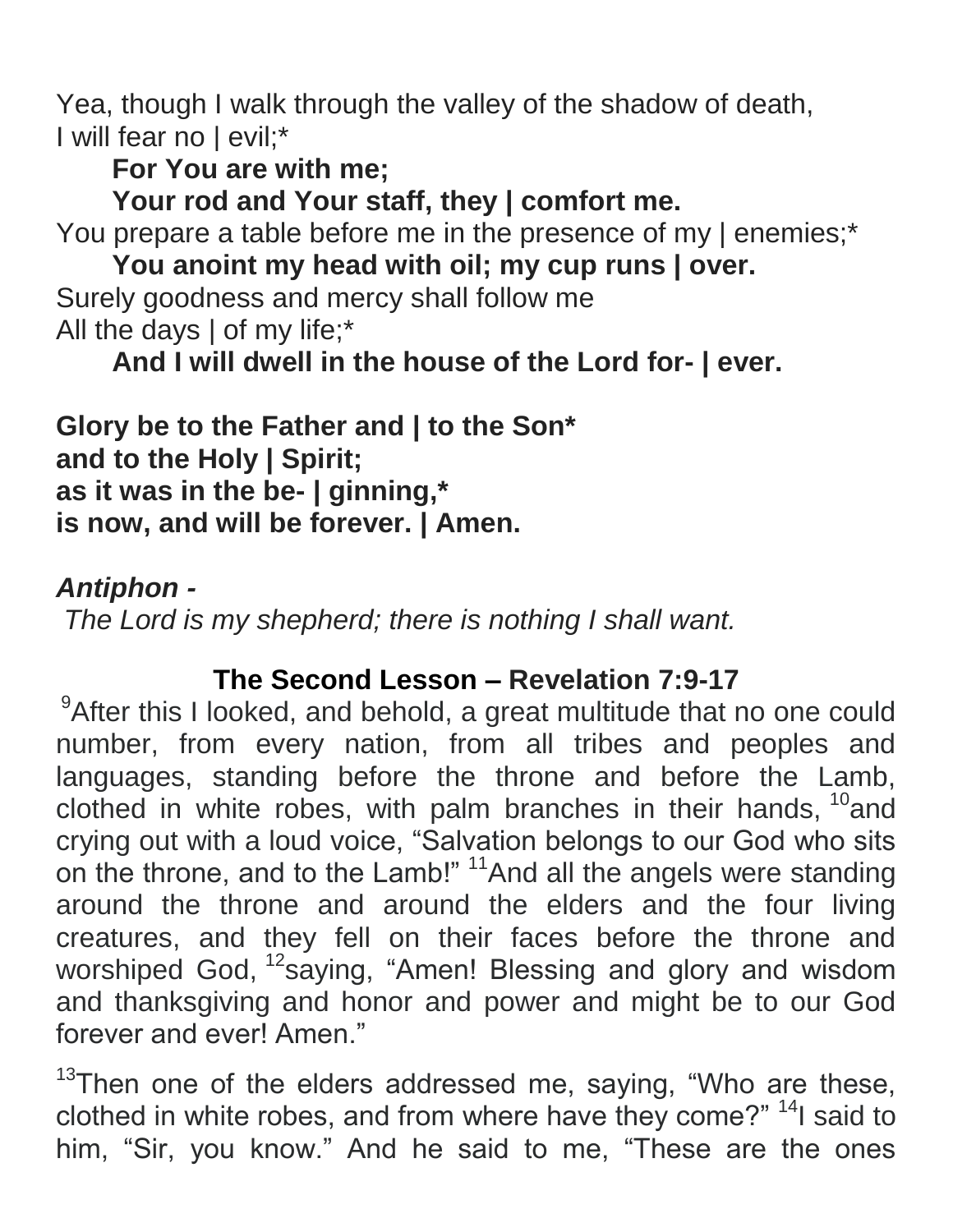Yea, though I walk through the valley of the shadow of death,
I will fear no | evil;*

**For You are with me;**
**Your rod and Your staff, they | comfort me.**

You prepare a table before me in the presence of my | enemies;*

**You anoint my head with oil; my cup runs | over.**

Surely goodness and mercy shall follow me
All the days | of my life;*

**And I will dwell in the house of the Lord for- | ever.**

**Glory be to the Father and | to the Son***
**and to the Holy | Spirit;**
**as it was in the be- | ginning,***
**is now, and will be forever. | Amen.**

***Antiphon -***

*The Lord is my shepherd; there is nothing I shall want.*

## The Second Lesson – Revelation 7:9-17

[9]After this I looked, and behold, a great multitude that no one could number, from every nation, from all tribes and peoples and languages, standing before the throne and before the Lamb, clothed in white robes, with palm branches in their hands, [10]and crying out with a loud voice, "Salvation belongs to our God who sits on the throne, and to the Lamb!" [11]And all the angels were standing around the throne and around the elders and the four living creatures, and they fell on their faces before the throne and worshiped God, [12]saying, "Amen! Blessing and glory and wisdom and thanksgiving and honor and power and might be to our God forever and ever! Amen."

[13]Then one of the elders addressed me, saying, "Who are these, clothed in white robes, and from where have they come?" [14]I said to him, "Sir, you know." And he said to me, "These are the ones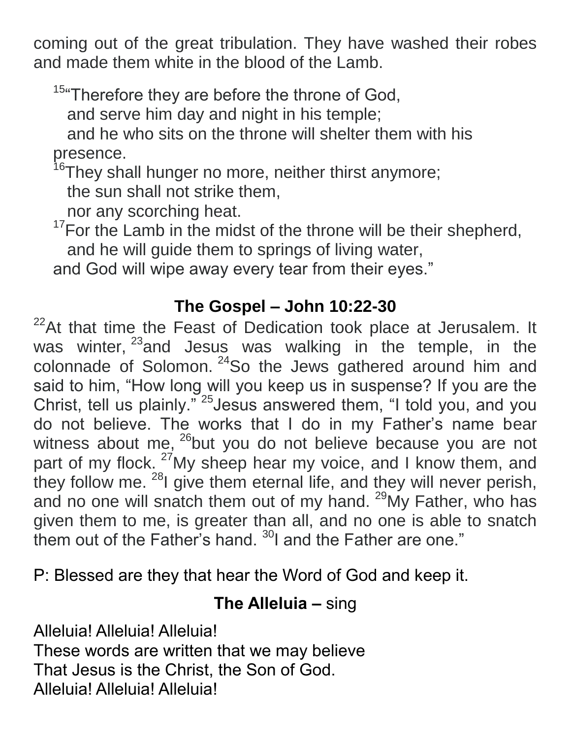coming out of the great tribulation. They have washed their robes and made them white in the blood of the Lamb.

[15]"Therefore they are before the throne of God,
and serve him day and night in his temple;
and he who sits on the throne will shelter them with his presence.
[16]They shall hunger no more, neither thirst anymore;
the sun shall not strike them,
nor any scorching heat.
[17]For the Lamb in the midst of the throne will be their shepherd,
and he will guide them to springs of living water,
and God will wipe away every tear from their eyes."

## The Gospel – John 10:22-30

[22]At that time the Feast of Dedication took place at Jerusalem. It was winter, [23]and Jesus was walking in the temple, in the colonnade of Solomon. [24]So the Jews gathered around him and said to him, "How long will you keep us in suspense? If you are the Christ, tell us plainly." [25]Jesus answered them, "I told you, and you do not believe. The works that I do in my Father's name bear witness about me, [26]but you do not believe because you are not part of my flock. [27]My sheep hear my voice, and I know them, and they follow me. [28]I give them eternal life, and they will never perish, and no one will snatch them out of my hand. [29]My Father, who has given them to me, is greater than all, and no one is able to snatch them out of the Father's hand. [30]I and the Father are one."

P: Blessed are they that hear the Word of God and keep it.

## The Alleluia – sing

Alleluia! Alleluia! Alleluia!
These words are written that we may believe
That Jesus is the Christ, the Son of God.
Alleluia! Alleluia! Alleluia!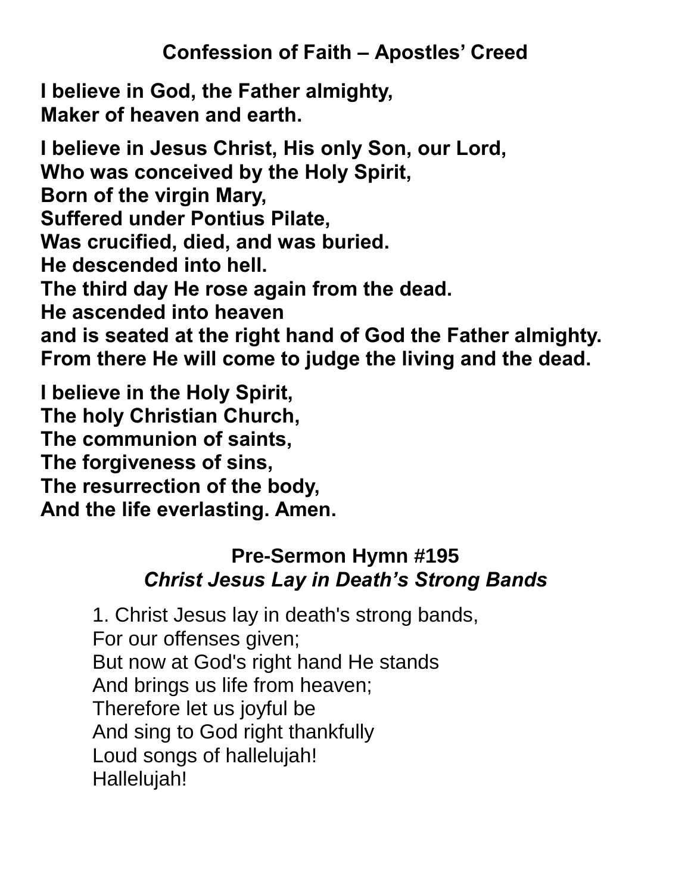## Confession of Faith – Apostles' Creed

**I believe in God, the Father almighty,**
**Maker of heaven and earth.**

**I believe in Jesus Christ, His only Son, our Lord,**
**Who was conceived by the Holy Spirit,**
**Born of the virgin Mary,**
**Suffered under Pontius Pilate,**
**Was crucified, died, and was buried.**
**He descended into hell.**
**The third day He rose again from the dead.**
**He ascended into heaven**
**and is seated at the right hand of God the Father almighty.**
**From there He will come to judge the living and the dead.**

**I believe in the Holy Spirit,**
**The holy Christian Church,**
**The communion of saints,**
**The forgiveness of sins,**
**The resurrection of the body,**
**And the life everlasting. Amen.**

## Pre-Sermon Hymn #195
### *Christ Jesus Lay in Death's Strong Bands*

1. Christ Jesus lay in death's strong bands,
For our offenses given;
But now at God's right hand He stands
And brings us life from heaven;
Therefore let us joyful be
And sing to God right thankfully
Loud songs of hallelujah!
Hallelujah!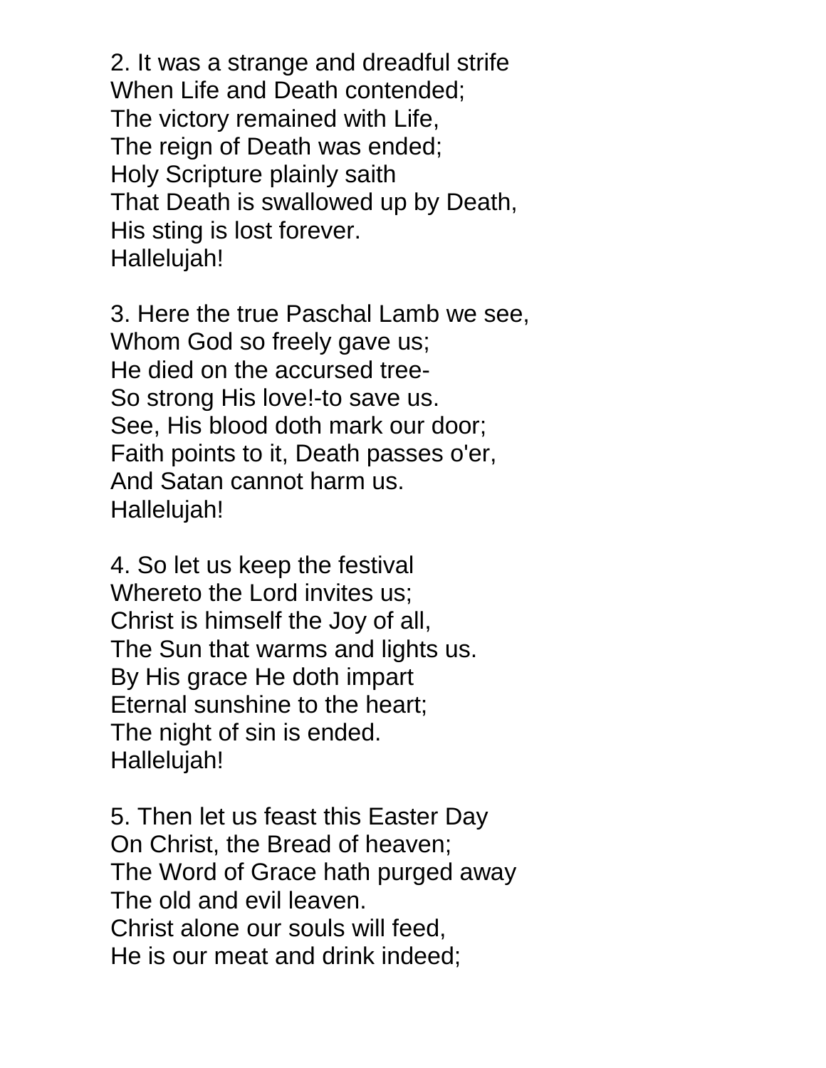2. It was a strange and dreadful strife  
When Life and Death contended;  
The victory remained with Life,  
The reign of Death was ended;  
Holy Scripture plainly saith  
That Death is swallowed up by Death,  
His sting is lost forever.  
Hallelujah!

3. Here the true Paschal Lamb we see,  
Whom God so freely gave us;  
He died on the accursed tree-  
So strong His love!-to save us.  
See, His blood doth mark our door;  
Faith points to it, Death passes o'er,  
And Satan cannot harm us.  
Hallelujah!

4. So let us keep the festival  
Whereto the Lord invites us;  
Christ is himself the Joy of all,  
The Sun that warms and lights us.  
By His grace He doth impart  
Eternal sunshine to the heart;  
The night of sin is ended.  
Hallelujah!

5. Then let us feast this Easter Day  
On Christ, the Bread of heaven;  
The Word of Grace hath purged away  
The old and evil leaven.  
Christ alone our souls will feed,  
He is our meat and drink indeed;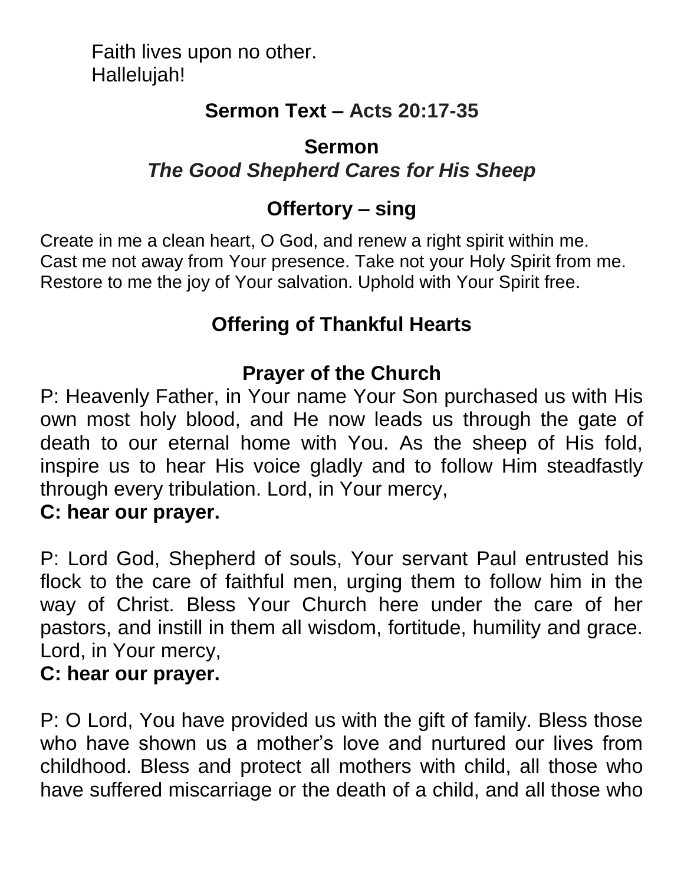Faith lives upon no other.
Hallelujah!

## Sermon Text – Acts 20:17-35

## Sermon

### *The Good Shepherd Cares for His Sheep*

## Offertory – sing

Create in me a clean heart, O God, and renew a right spirit within me.
Cast me not away from Your presence. Take not your Holy Spirit from me.
Restore to me the joy of Your salvation. Uphold with Your Spirit free.

## Offering of Thankful Hearts

## Prayer of the Church

P: Heavenly Father, in Your name Your Son purchased us with His own most holy blood, and He now leads us through the gate of death to our eternal home with You. As the sheep of His fold, inspire us to hear His voice gladly and to follow Him steadfastly through every tribulation. Lord, in Your mercy,

**C: hear our prayer.**

P: Lord God, Shepherd of souls, Your servant Paul entrusted his flock to the care of faithful men, urging them to follow him in the way of Christ. Bless Your Church here under the care of her pastors, and instill in them all wisdom, fortitude, humility and grace. Lord, in Your mercy,

**C: hear our prayer.**

P: O Lord, You have provided us with the gift of family. Bless those who have shown us a mother's love and nurtured our lives from childhood. Bless and protect all mothers with child, all those who have suffered miscarriage or the death of a child, and all those who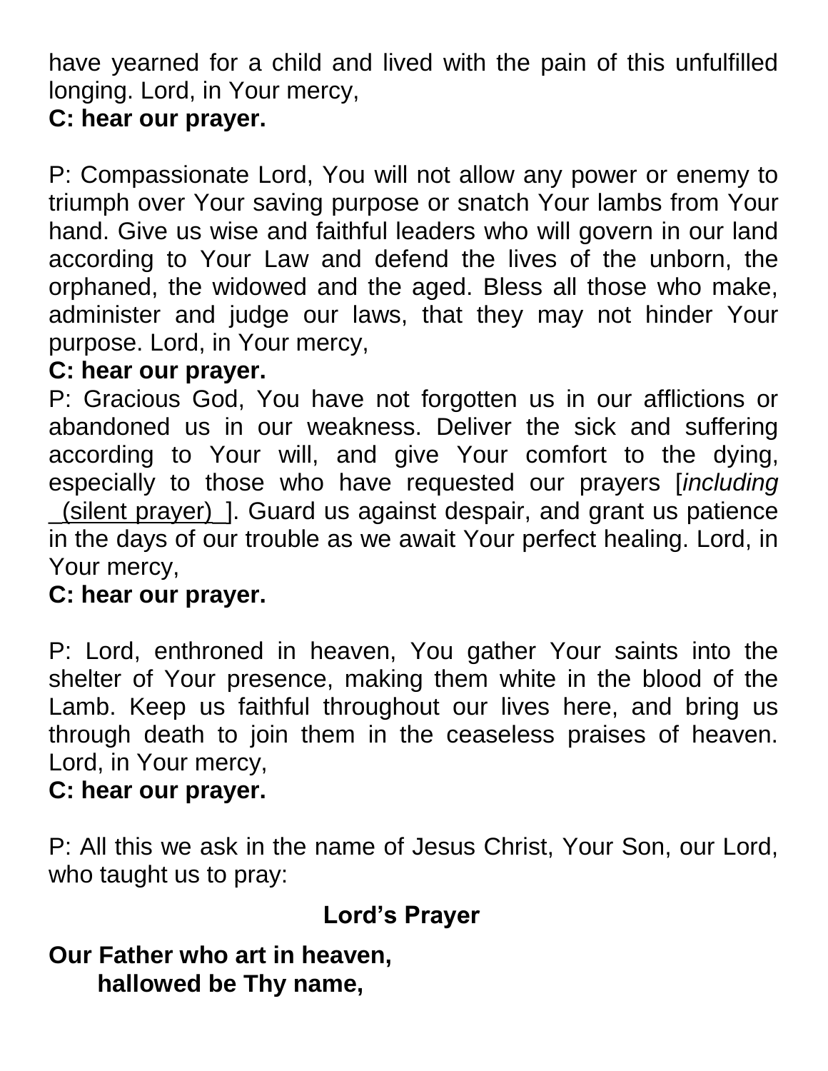have yearned for a child and lived with the pain of this unfulfilled longing. Lord, in Your mercy,

**C: hear our prayer.**

P: Compassionate Lord, You will not allow any power or enemy to triumph over Your saving purpose or snatch Your lambs from Your hand. Give us wise and faithful leaders who will govern in our land according to Your Law and defend the lives of the unborn, the orphaned, the widowed and the aged. Bless all those who make, administer and judge our laws, that they may not hinder Your purpose. Lord, in Your mercy,

**C: hear our prayer.**

P: Gracious God, You have not forgotten us in our afflictions or abandoned us in our weakness. Deliver the sick and suffering according to Your will, and give Your comfort to the dying, especially to those who have requested our prayers [*including* _(silent prayer)_]. Guard us against despair, and grant us patience in the days of our trouble as we await Your perfect healing. Lord, in Your mercy,

**C: hear our prayer.**

P: Lord, enthroned in heaven, You gather Your saints into the shelter of Your presence, making them white in the blood of the Lamb. Keep us faithful throughout our lives here, and bring us through death to join them in the ceaseless praises of heaven. Lord, in Your mercy,

**C: hear our prayer.**

P: All this we ask in the name of Jesus Christ, Your Son, our Lord, who taught us to pray:

## Lord's Prayer

**Our Father who art in heaven,**
**hallowed be Thy name,**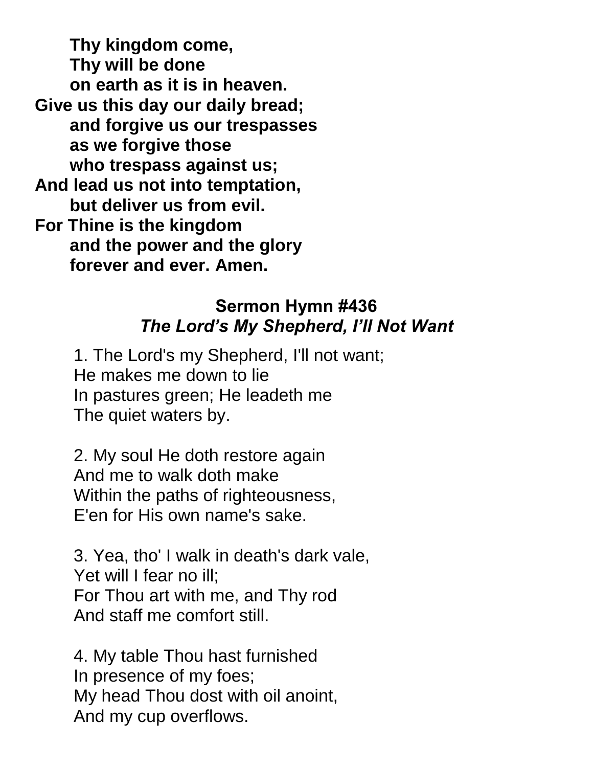**Thy kingdom come,**  
**Thy will be done**  
**on earth as it is in heaven.**  
**Give us this day our daily bread;**  
**and forgive us our trespasses**  
**as we forgive those**  
**who trespass against us;**  
**And lead us not into temptation,**  
**but deliver us from evil.**  
**For Thine is the kingdom**  
**and the power and the glory**  
**forever and ever. Amen.**

## Sermon Hymn #436
### *The Lord's My Shepherd, I'll Not Want*

1. The Lord's my Shepherd, I'll not want;  
He makes me down to lie  
In pastures green; He leadeth me  
The quiet waters by.

2. My soul He doth restore again  
And me to walk doth make  
Within the paths of righteousness,  
E'en for His own name's sake.

3. Yea, tho' I walk in death's dark vale,  
Yet will I fear no ill;  
For Thou art with me, and Thy rod  
And staff me comfort still.

4. My table Thou hast furnished  
In presence of my foes;  
My head Thou dost with oil anoint,  
And my cup overflows.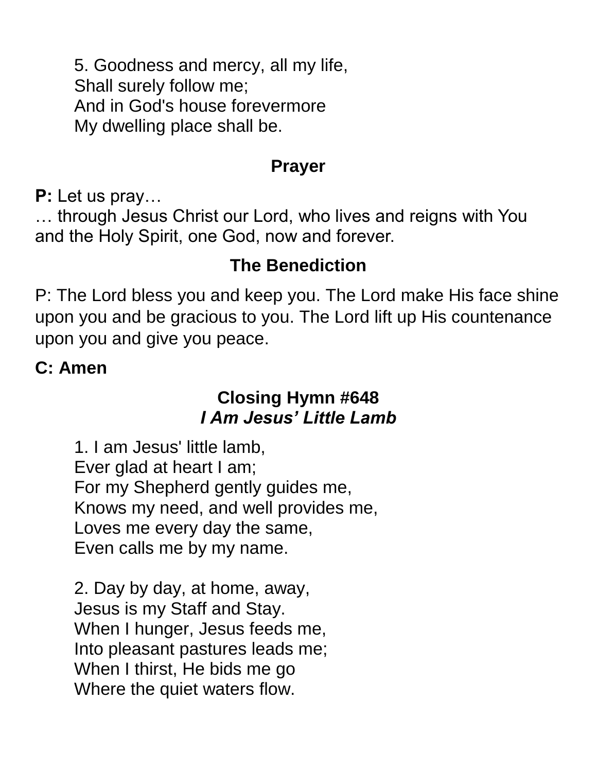5. Goodness and mercy, all my life,
Shall surely follow me;
And in God's house forevermore
My dwelling place shall be.

### Prayer

**P:** Let us pray…
… through Jesus Christ our Lord, who lives and reigns with You and the Holy Spirit, one God, now and forever.

### The Benediction

P: The Lord bless you and keep you. The Lord make His face shine upon you and be gracious to you. The Lord lift up His countenance upon you and give you peace.

**C: Amen**

### Closing Hymn #648
### *I Am Jesus' Little Lamb*

1. I am Jesus' little lamb,
Ever glad at heart I am;
For my Shepherd gently guides me,
Knows my need, and well provides me,
Loves me every day the same,
Even calls me by my name.

2. Day by day, at home, away,
Jesus is my Staff and Stay.
When I hunger, Jesus feeds me,
Into pleasant pastures leads me;
When I thirst, He bids me go
Where the quiet waters flow.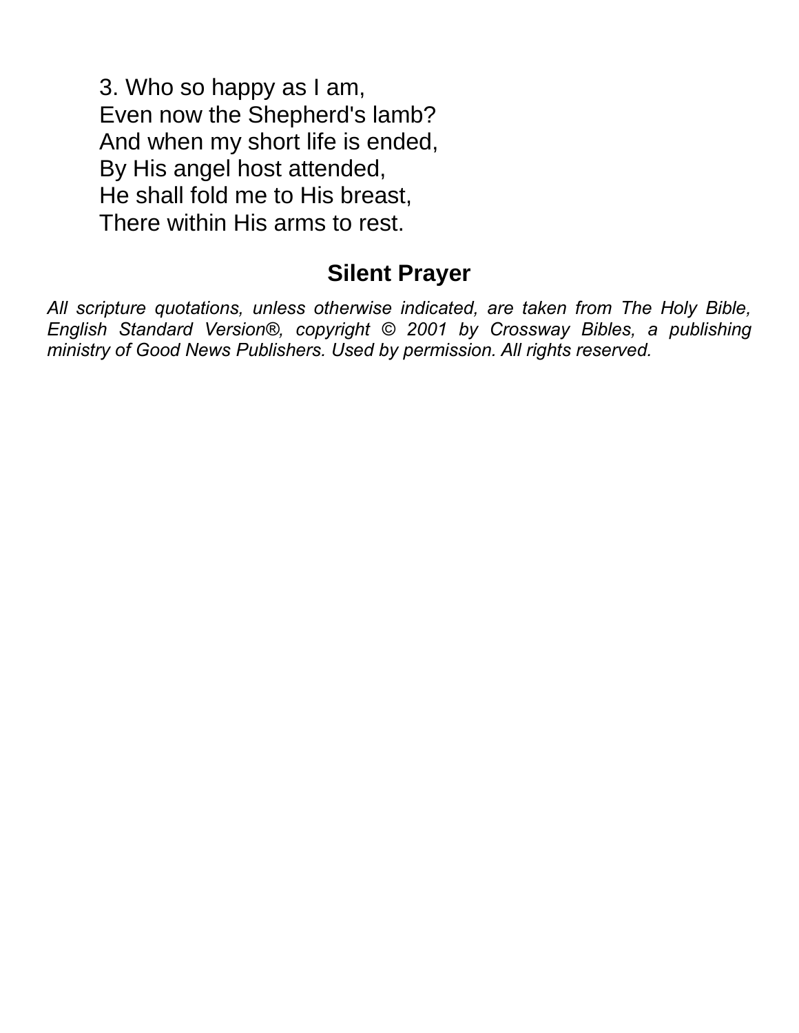3. Who so happy as I am,
Even now the Shepherd's lamb?
And when my short life is ended,
By His angel host attended,
He shall fold me to His breast,
There within His arms to rest.

## Silent Prayer

*All scripture quotations, unless otherwise indicated, are taken from The Holy Bible, English Standard Version®, copyright © 2001 by Crossway Bibles, a publishing ministry of Good News Publishers. Used by permission. All rights reserved.*